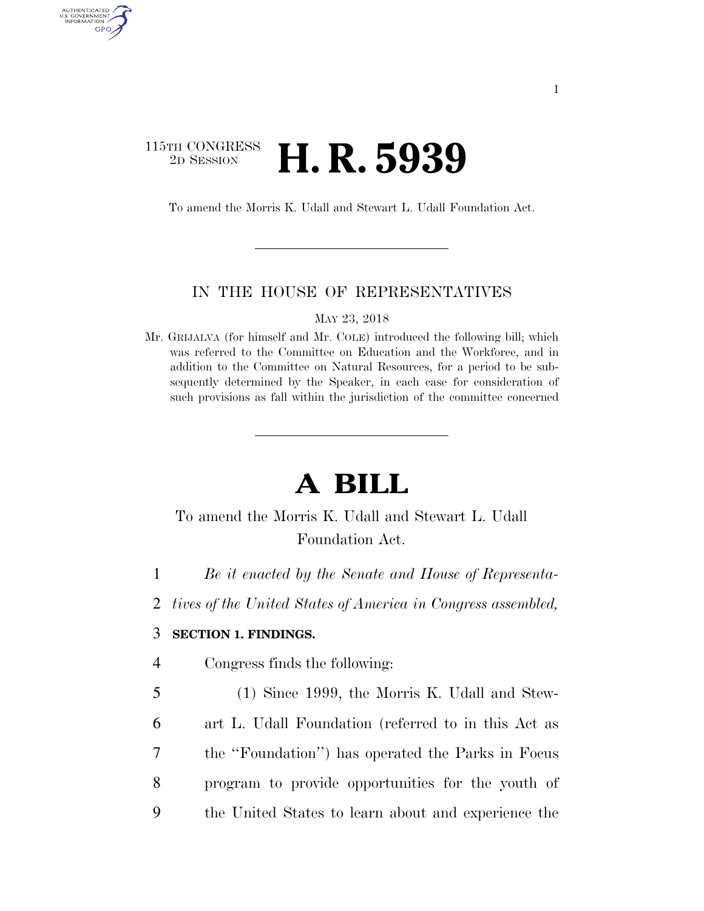115TH CONGRESS
2D SESSION

# H. R. 5939

To amend the Morris K. Udall and Stewart L. Udall Foundation Act.

IN THE HOUSE OF REPRESENTATIVES

MAY 23, 2018

Mr. GRIJALVA (for himself and Mr. COLE) introduced the following bill; which was referred to the Committee on Education and the Workforce, and in addition to the Committee on Natural Resources, for a period to be subsequently determined by the Speaker, in each case for consideration of such provisions as fall within the jurisdiction of the committee concerned

# A BILL

To amend the Morris K. Udall and Stewart L. Udall Foundation Act.

1 *Be it enacted by the Senate and House of Representa-*
2 *tives of the United States of America in Congress assembled,*

3 **SECTION 1. FINDINGS.**

4 Congress finds the following:

5 (1) Since 1999, the Morris K. Udall and Stew-
6 art L. Udall Foundation (referred to in this Act as
7 the ''Foundation'') has operated the Parks in Focus
8 program to provide opportunities for the youth of
9 the United States to learn about and experience the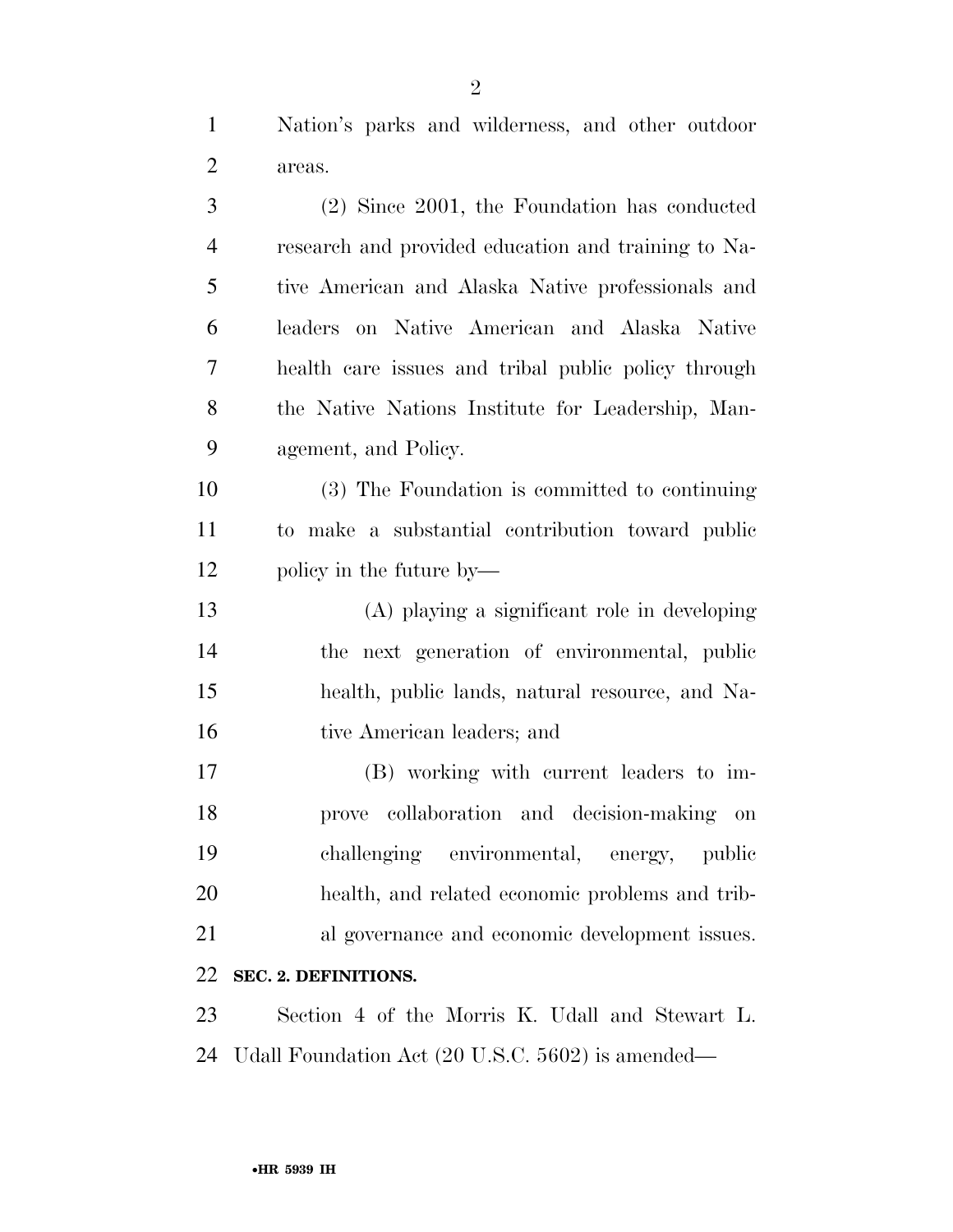Nation's parks and wilderness, and other outdoor areas.

(2) Since 2001, the Foundation has conducted research and provided education and training to Native American and Alaska Native professionals and leaders on Native American and Alaska Native health care issues and tribal public policy through the Native Nations Institute for Leadership, Management, and Policy.

(3) The Foundation is committed to continuing to make a substantial contribution toward public policy in the future by—

(A) playing a significant role in developing the next generation of environmental, public health, public lands, natural resource, and Native American leaders; and

(B) working with current leaders to improve collaboration and decision-making on challenging environmental, energy, public health, and related economic problems and tribal governance and economic development issues.

**SEC. 2. DEFINITIONS.**

Section 4 of the Morris K. Udall and Stewart L. Udall Foundation Act (20 U.S.C. 5602) is amended—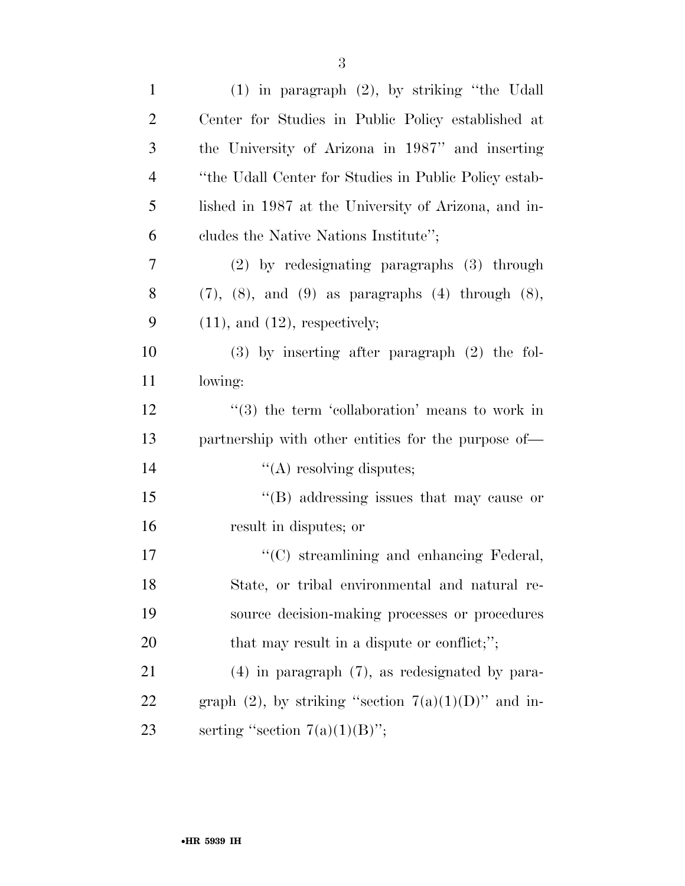(1) in paragraph (2), by striking "the Udall Center for Studies in Public Policy established at the University of Arizona in 1987" and inserting "the Udall Center for Studies in Public Policy established in 1987 at the University of Arizona, and includes the Native Nations Institute";

(2) by redesignating paragraphs (3) through (7), (8), and (9) as paragraphs (4) through (8), (11), and (12), respectively;

(3) by inserting after paragraph (2) the following:

"(3) the term 'collaboration' means to work in partnership with other entities for the purpose of—

"(A) resolving disputes;

"(B) addressing issues that may cause or result in disputes; or

"(C) streamlining and enhancing Federal, State, or tribal environmental and natural resource decision-making processes or procedures that may result in a dispute or conflict;";

(4) in paragraph (7), as redesignated by paragraph (2), by striking "section 7(a)(1)(D)" and inserting "section 7(a)(1)(B)";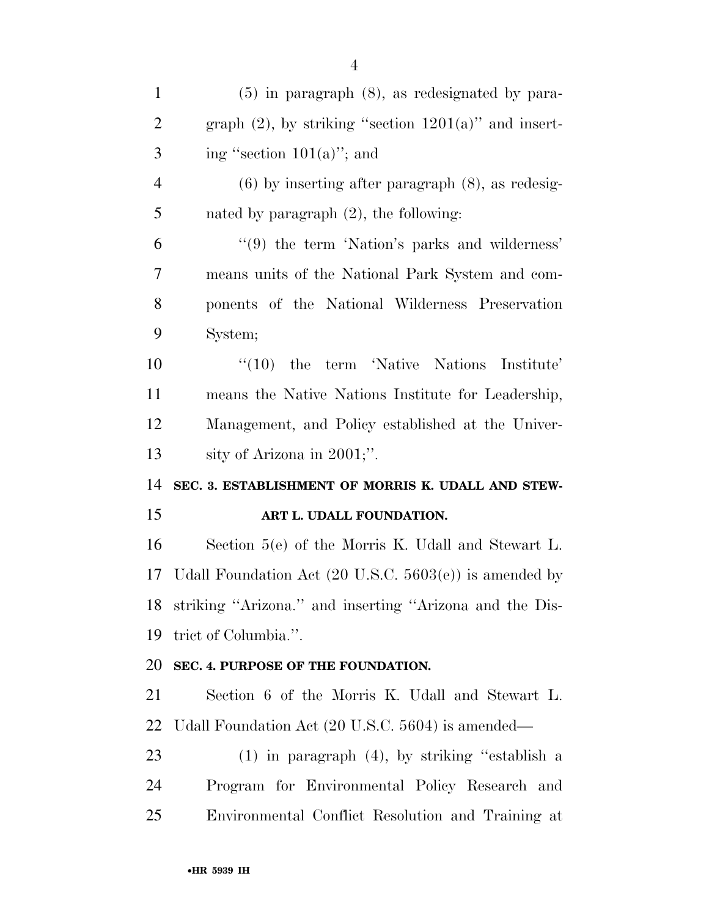(5) in paragraph (8), as redesignated by paragraph (2), by striking "section 1201(a)" and inserting "section 101(a)"; and

(6) by inserting after paragraph (8), as redesignated by paragraph (2), the following:

"(9) the term 'Nation's parks and wilderness' means units of the National Park System and components of the National Wilderness Preservation System;

"(10) the term 'Native Nations Institute' means the Native Nations Institute for Leadership, Management, and Policy established at the University of Arizona in 2001;".

**SEC. 3. ESTABLISHMENT OF MORRIS K. UDALL AND STEWART L. UDALL FOUNDATION.**

Section 5(e) of the Morris K. Udall and Stewart L. Udall Foundation Act (20 U.S.C. 5603(e)) is amended by striking "Arizona." and inserting "Arizona and the District of Columbia.".

**SEC. 4. PURPOSE OF THE FOUNDATION.**

Section 6 of the Morris K. Udall and Stewart L. Udall Foundation Act (20 U.S.C. 5604) is amended—

(1) in paragraph (4), by striking "establish a Program for Environmental Policy Research and Environmental Conflict Resolution and Training at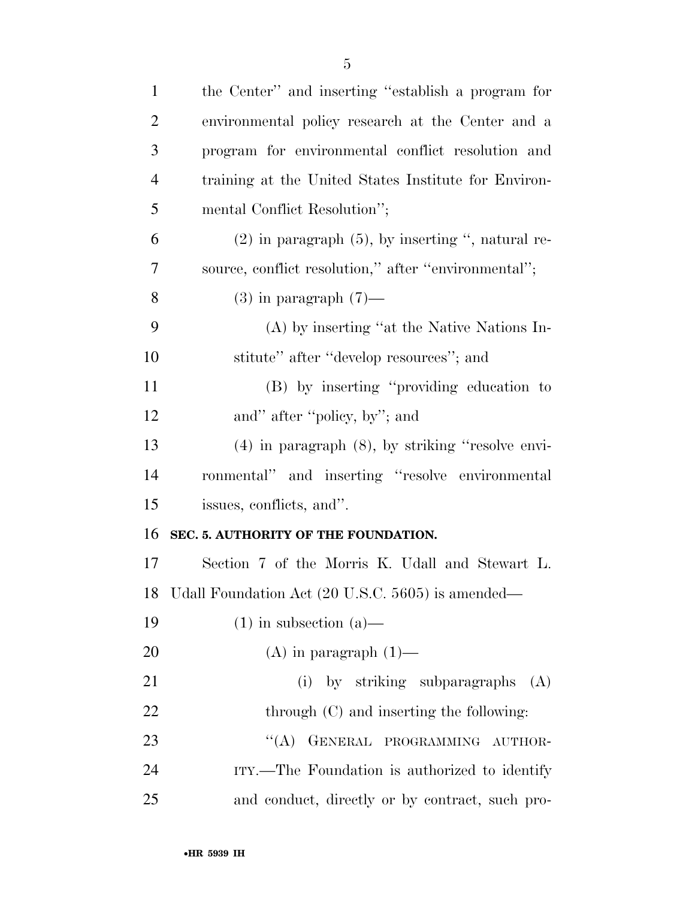the Center'' and inserting ''establish a program for environmental policy research at the Center and a program for environmental conflict resolution and training at the United States Institute for Environmental Conflict Resolution'';

(2) in paragraph (5), by inserting '', natural resource, conflict resolution,'' after ''environmental'';

(3) in paragraph (7)—

(A) by inserting ''at the Native Nations Institute'' after ''develop resources''; and

(B) by inserting ''providing education to and'' after ''policy, by''; and

(4) in paragraph (8), by striking ''resolve environmental'' and inserting ''resolve environmental issues, conflicts, and''.

**SEC. 5. AUTHORITY OF THE FOUNDATION.**

Section 7 of the Morris K. Udall and Stewart L. Udall Foundation Act (20 U.S.C. 5605) is amended—

(1) in subsection (a)—

(A) in paragraph (1)—

(i) by striking subparagraphs (A) through (C) and inserting the following:

''(A) GENERAL PROGRAMMING AUTHORITY.—The Foundation is authorized to identify and conduct, directly or by contract, such pro-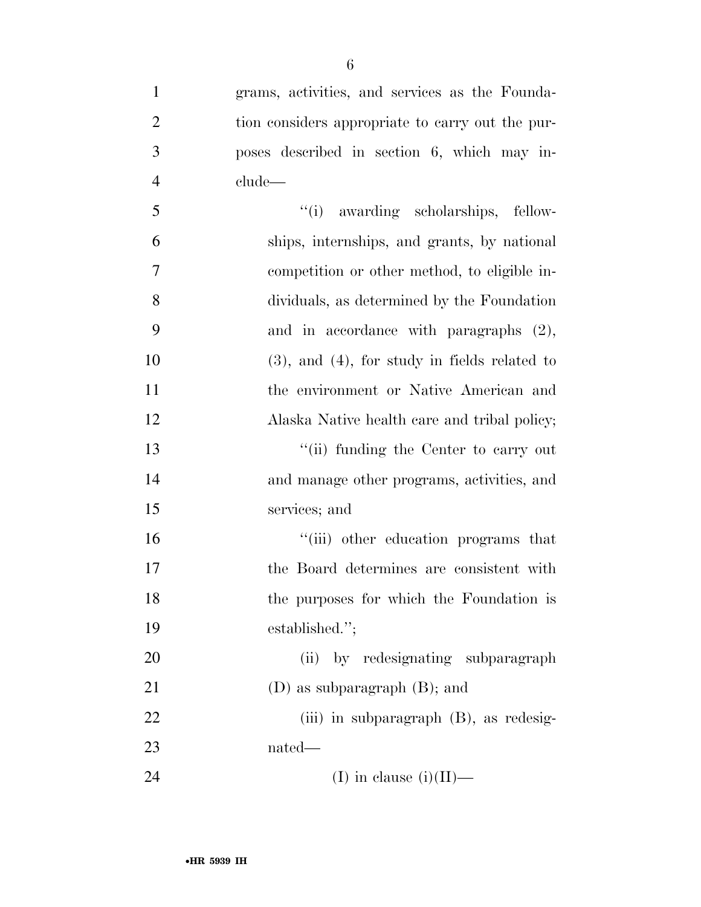grams, activities, and services as the Foundation considers appropriate to carry out the purposes described in section 6, which may include—

"(i) awarding scholarships, fellowships, internships, and grants, by national competition or other method, to eligible individuals, as determined by the Foundation and in accordance with paragraphs (2), (3), and (4), for study in fields related to the environment or Native American and Alaska Native health care and tribal policy;

"(ii) funding the Center to carry out and manage other programs, activities, and services; and

"(iii) other education programs that the Board determines are consistent with the purposes for which the Foundation is established.";

(ii) by redesignating subparagraph (D) as subparagraph (B); and

(iii) in subparagraph (B), as redesignated—

(I) in clause (i)(II)—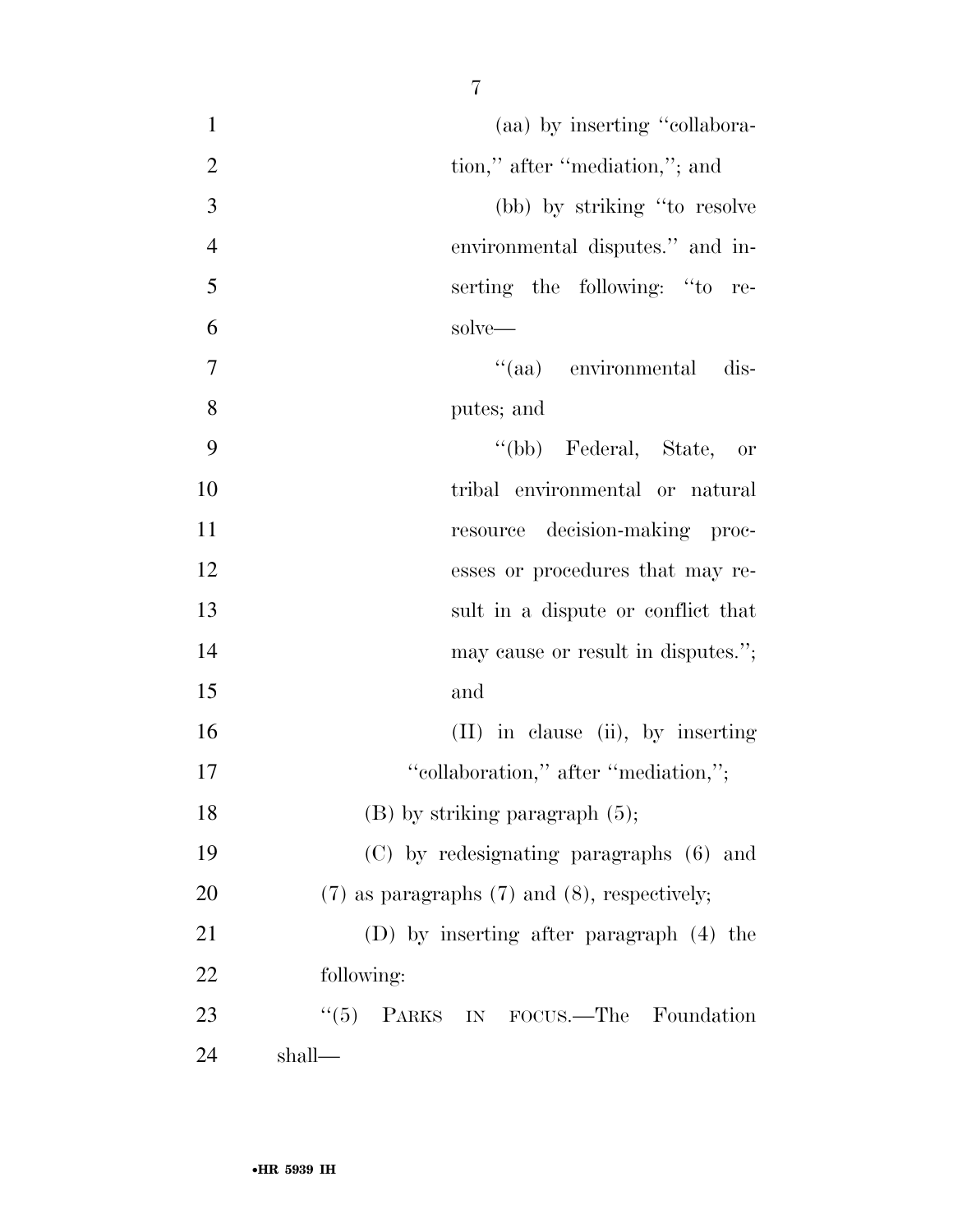(aa) by inserting ''collaboration,'' after ''mediation,''; and

(bb) by striking ''to resolve environmental disputes.'' and inserting the following: ''to resolve—

''(aa) environmental disputes; and

''(bb) Federal, State, or tribal environmental or natural resource decision-making processes or procedures that may result in a dispute or conflict that may cause or result in disputes.''; and

(II) in clause (ii), by inserting ''collaboration,'' after ''mediation,'';

(B) by striking paragraph (5);

(C) by redesignating paragraphs (6) and (7) as paragraphs (7) and (8), respectively;

(D) by inserting after paragraph (4) the following:

''(5) PARKS IN FOCUS.—The Foundation shall—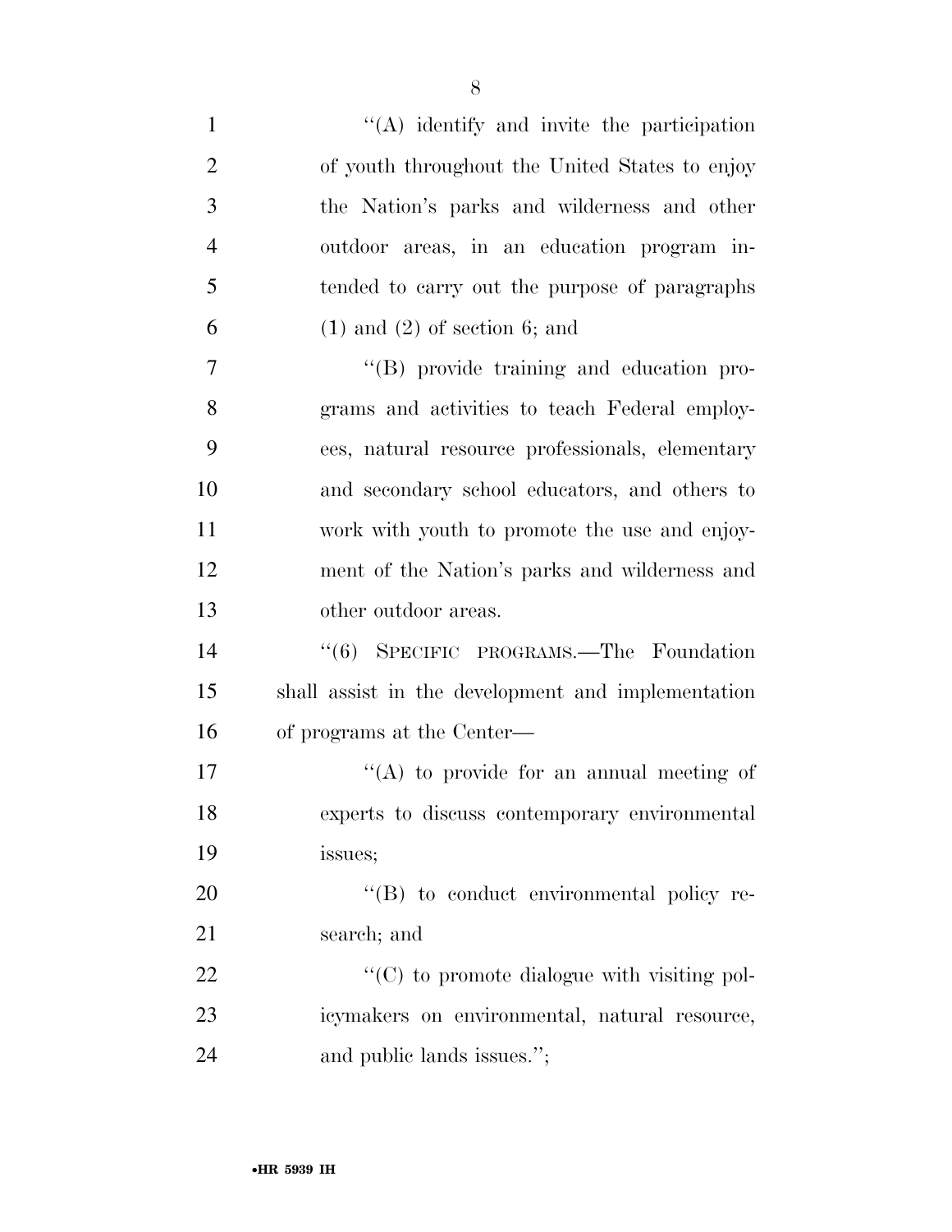"(A) identify and invite the participation of youth throughout the United States to enjoy the Nation's parks and wilderness and other outdoor areas, in an education program intended to carry out the purpose of paragraphs (1) and (2) of section 6; and

"(B) provide training and education programs and activities to teach Federal employees, natural resource professionals, elementary and secondary school educators, and others to work with youth to promote the use and enjoyment of the Nation's parks and wilderness and other outdoor areas.

"(6) SPECIFIC PROGRAMS.—The Foundation shall assist in the development and implementation of programs at the Center—

"(A) to provide for an annual meeting of experts to discuss contemporary environmental issues;

"(B) to conduct environmental policy research; and

"(C) to promote dialogue with visiting policymakers on environmental, natural resource, and public lands issues.";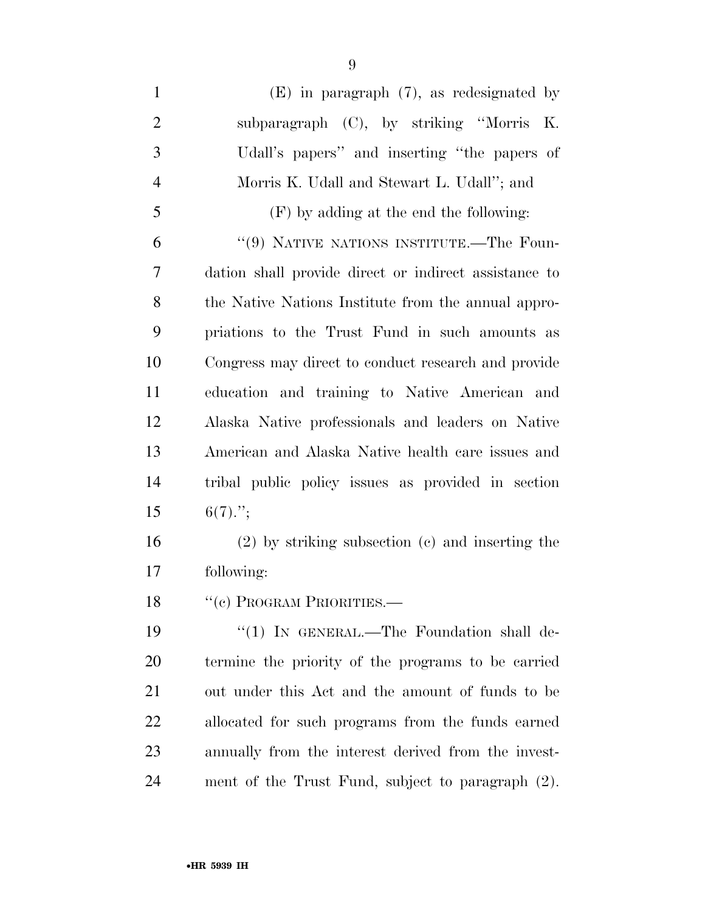(E) in paragraph (7), as redesignated by subparagraph (C), by striking "Morris K. Udall's papers" and inserting "the papers of Morris K. Udall and Stewart L. Udall"; and

(F) by adding at the end the following:

"(9) NATIVE NATIONS INSTITUTE.—The Foundation shall provide direct or indirect assistance to the Native Nations Institute from the annual appropriations to the Trust Fund in such amounts as Congress may direct to conduct research and provide education and training to Native American and Alaska Native professionals and leaders on Native American and Alaska Native health care issues and tribal public policy issues as provided in section 6(7).";

(2) by striking subsection (c) and inserting the following:

"(c) PROGRAM PRIORITIES.—

"(1) IN GENERAL.—The Foundation shall determine the priority of the programs to be carried out under this Act and the amount of funds to be allocated for such programs from the funds earned annually from the interest derived from the investment of the Trust Fund, subject to paragraph (2).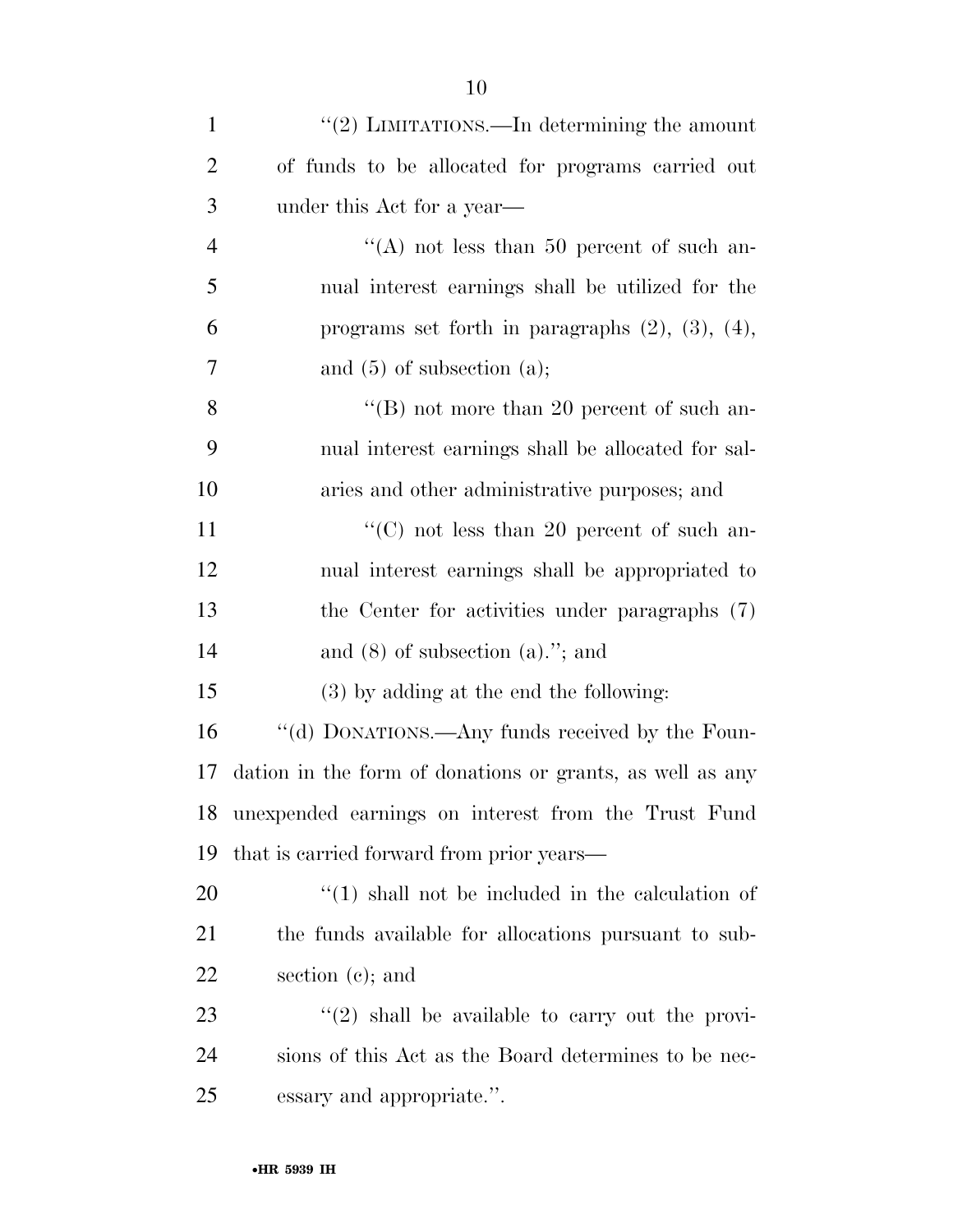''(2) LIMITATIONS.—In determining the amount of funds to be allocated for programs carried out under this Act for a year—

''(A) not less than 50 percent of such annual interest earnings shall be utilized for the programs set forth in paragraphs (2), (3), (4), and (5) of subsection (a);

''(B) not more than 20 percent of such annual interest earnings shall be allocated for salaries and other administrative purposes; and

''(C) not less than 20 percent of such annual interest earnings shall be appropriated to the Center for activities under paragraphs (7) and (8) of subsection (a).''; and

(3) by adding at the end the following:

''(d) DONATIONS.—Any funds received by the Foundation in the form of donations or grants, as well as any unexpended earnings on interest from the Trust Fund that is carried forward from prior years—

''(1) shall not be included in the calculation of the funds available for allocations pursuant to subsection (c); and

''(2) shall be available to carry out the provisions of this Act as the Board determines to be necessary and appropriate.''.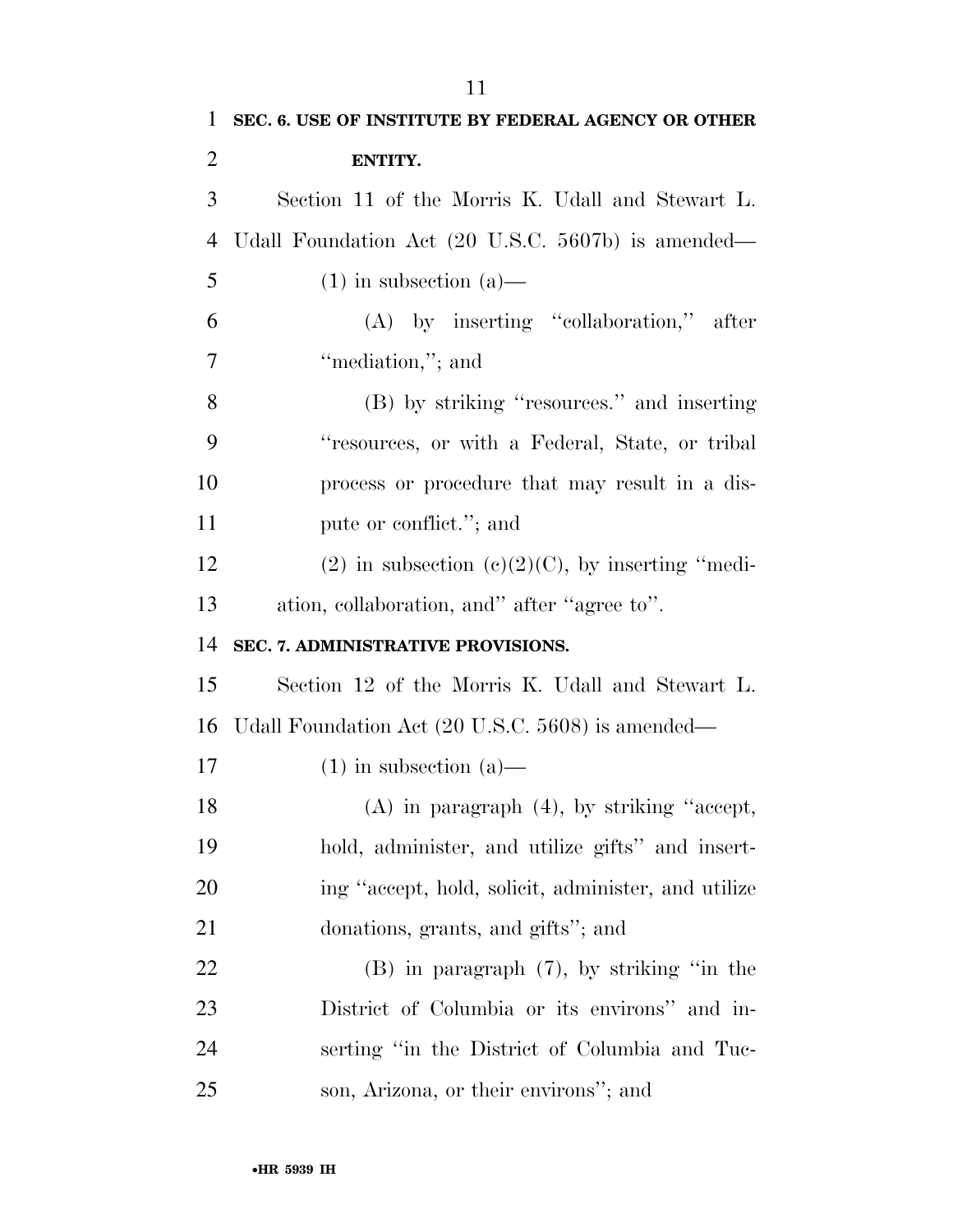**SEC. 6. USE OF INSTITUTE BY FEDERAL AGENCY OR OTHER ENTITY.**

Section 11 of the Morris K. Udall and Stewart L. Udall Foundation Act (20 U.S.C. 5607b) is amended—

(1) in subsection (a)—

(A) by inserting ''collaboration,'' after ''mediation,''; and

(B) by striking ''resources.'' and inserting ''resources, or with a Federal, State, or tribal process or procedure that may result in a dispute or conflict.''; and

(2) in subsection (c)(2)(C), by inserting ''mediation, collaboration, and'' after ''agree to''.

**SEC. 7. ADMINISTRATIVE PROVISIONS.**

Section 12 of the Morris K. Udall and Stewart L. Udall Foundation Act (20 U.S.C. 5608) is amended—

(1) in subsection (a)—

(A) in paragraph (4), by striking ''accept, hold, administer, and utilize gifts'' and inserting ''accept, hold, solicit, administer, and utilize donations, grants, and gifts''; and

(B) in paragraph (7), by striking ''in the District of Columbia or its environs'' and inserting ''in the District of Columbia and Tucson, Arizona, or their environs''; and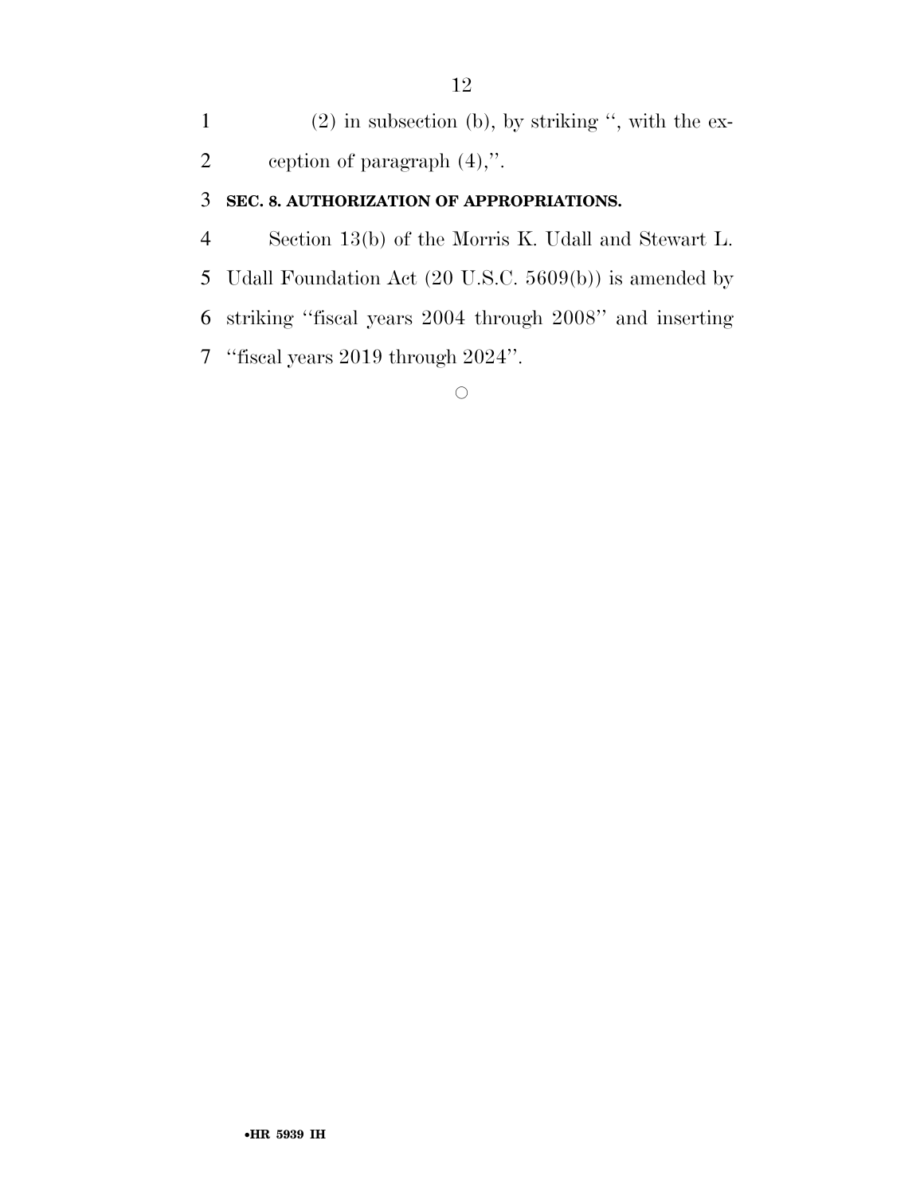(2) in subsection (b), by striking ", with the exception of paragraph (4),".

### SEC. 8. AUTHORIZATION OF APPROPRIATIONS.

Section 13(b) of the Morris K. Udall and Stewart L. Udall Foundation Act (20 U.S.C. 5609(b)) is amended by striking "fiscal years 2004 through 2008" and inserting "fiscal years 2019 through 2024".

○